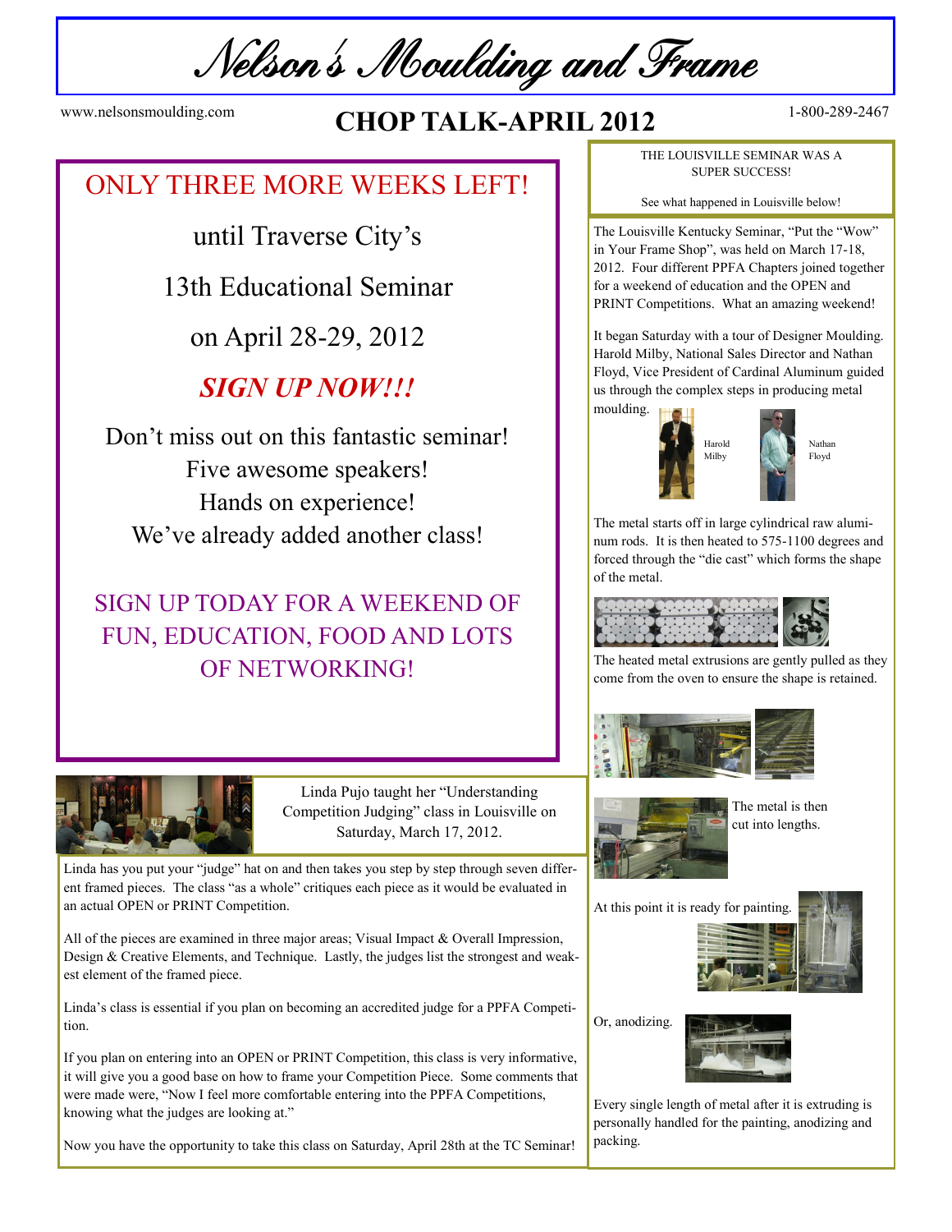# Nelson's Moulding and Frame

www.nelsonsmoulding.com

## CHOP TALK-APRIL 2012

1-800-289-2467

## ONLY THREE MORE WEEKS LEFT!

until Traverse City's

13th Educational Seminar

on April 28-29, 2012

***SIGN UP NOW!!!***

Don't miss out on this fantastic seminar!
Five awesome speakers!
Hands on experience!
We've already added another class!

SIGN UP TODAY FOR A WEEKEND OF FUN, EDUCATION, FOOD AND LOTS OF NETWORKING!

Linda Pujo taught her "Understanding Competition Judging" class in Louisville on Saturday, March 17, 2012.

Linda has you put your "judge" hat on and then takes you step by step through seven different framed pieces. The class "as a whole" critiques each piece as it would be evaluated in an actual OPEN or PRINT Competition.

All of the pieces are examined in three major areas; Visual Impact & Overall Impression, Design & Creative Elements, and Technique. Lastly, the judges list the strongest and weakest element of the framed piece.

Linda's class is essential if you plan on becoming an accredited judge for a PPFA Competition.

If you plan on entering into an OPEN or PRINT Competition, this class is very informative, it will give you a good base on how to frame your Competition Piece. Some comments that were made were, "Now I feel more comfortable entering into the PPFA Competitions, knowing what the judges are looking at."

Now you have the opportunity to take this class on Saturday, April 28th at the TC Seminar!

THE LOUISVILLE SEMINAR WAS A SUPER SUCCESS!

See what happened in Louisville below!

The Louisville Kentucky Seminar, "Put the "Wow" in Your Frame Shop", was held on March 17-18, 2012. Four different PPFA Chapters joined together for a weekend of education and the OPEN and PRINT Competitions. What an amazing weekend!

It began Saturday with a tour of Designer Moulding. Harold Milby, National Sales Director and Nathan Floyd, Vice President of Cardinal Aluminum guided us through the complex steps in producing metal moulding.

Harold Milby

Nathan Floyd

The metal starts off in large cylindrical raw aluminum rods. It is then heated to 575-1100 degrees and forced through the "die cast" which forms the shape of the metal.

The heated metal extrusions are gently pulled as they come from the oven to ensure the shape is retained.

The metal is then cut into lengths.

At this point it is ready for painting.

Or, anodizing.

Every single length of metal after it is extruding is personally handled for the painting, anodizing and packing.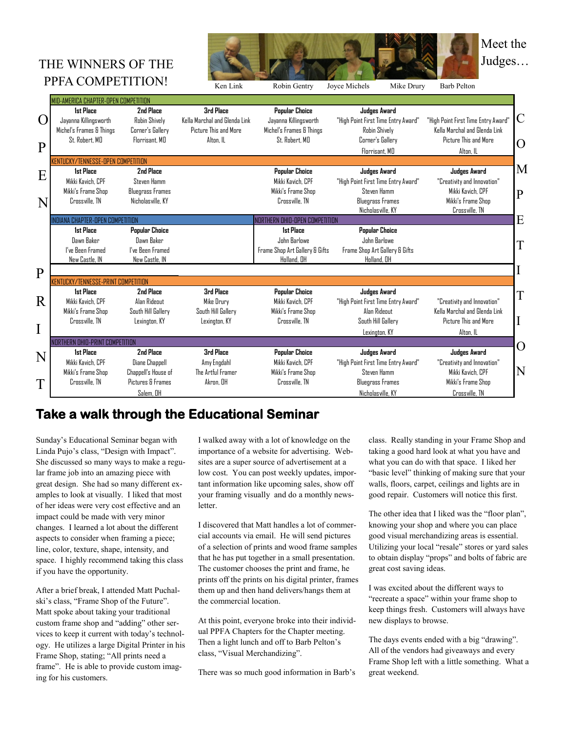# THE WINNERS OF THE PPFA COMPETITION!

Meet the Judges…

Ken Link, Robin Gentry, Joyce Michels, Mike Drury, Barb Pelton

## OPEN COMPETITION

**MID-AMERICA CHAPTER-OPEN COMPETITION**

| 1st Place | 2nd Place | 3rd Place | Popular Choice | Judges Award | Judges Award |
|---|---|---|---|---|---|
| Jayanna Killingsworth, Michel's Frames & Things, St. Robert, MO | Robin Shively, Corner's Gallery, Florrisant, MO | Kella Marchal and Glenda Link, Picture This and More, Alton, IL | Jayanna Killingsworth, Michel's Frames & Things, St. Robert, MO | "High Point First Time Entry Award" Robin Shively, Corner's Gallery, Florrisant, MO | "High Point First Time Entry Award" Kella Marchal and Glenda Link, Picture This and More, Alton, IL |

**KENTUCKY/TENNESSE-OPEN COMPETITION**

| 1st Place | 2nd Place | 3rd Place | Popular Choice | Judges Award | Judges Award |
|---|---|---|---|---|---|
| Mikki Kavich, CPF, Mikki's Frame Shop, Crossville, TN | Steven Hamm, Bluegrass Frames, Nicholasville, KY | | Mikki Kavich, CPF, Mikki's Frame Shop, Crossville, TN | "High Point First Time Entry Award" Steven Hamm, Bluegrass Frames, Nicholasville, KY | "Creativity and Innovation" Mikki Kavich, CPF, Mikki's Frame Shop, Crossville, TN |

**INDIANA CHAPTER-OPEN COMPETITION**

| 1st Place | Popular Choice |
|---|---|
| Dawn Baker, I've Been Framed, New Castle, IN | Dawn Baker, I've Been Framed, New Castle, IN |

**NORTHERN OHIO-OPEN COMPETITION**

| 1st Place | Popular Choice |
|---|---|
| John Barlowe, Frame Shop Art Gallery & Gifts, Holland, OH | John Barlowe, Frame Shop Art Gallery & Gifts, Holland, OH |

## PRINT COMPETITION

**KENTUCKY/TENNESSE-PRINT COMPETITION**

| 1st Place | 2nd Place | 3rd Place | Popular Choice | Judges Award | Judges Award |
|---|---|---|---|---|---|
| Mikki Kavich, CPF, Mikki's Frame Shop, Crossville, TN | Alan Rideout, South Hill Gallery, Lexington, KY | Mike Drury, South Hill Gallery, Lexington, KY | Mikki Kavich, CPF, Mikki's Frame Shop, Crossville, TN | "High Point First Time Entry Award" Alan Rideout, South Hill Gallery, Lexington, KY | "Creativity and Innovation" Kella Marchal and Glenda Link, Picture This and More, Alton, IL |

**NORTHERN OHIO-PRINT COMPETITION**

| 1st Place | 2nd Place | 3rd Place | Popular Choice | Judges Award | Judges Award |
|---|---|---|---|---|---|
| Mikki Kavich, CPF, Mikki's Frame Shop, Crossville, TN | Diane Chappell, Chappell's House of Pictures & Frames, Salem, OH | Amy Engdahl, The Artful Framer, Akron, OH | Mikki Kavich, CPF, Mikki's Frame Shop, Crossville, TN | "High Point First Time Entry Award" Steven Hamm, Bluegrass Frames, Nicholasville, KY | "Creativity and Innovation" Mikki Kavich, CPF, Mikki's Frame Shop, Crossville, TN |

## Take a walk through the Educational Seminar

Sunday's Educational Seminar began with Linda Pujo's class, "Design with Impact". She discussed so many ways to make a regular frame job into an amazing piece with great design. She had so many different examples to look at visually. I liked that most of her ideas were very cost effective and an impact could be made with very minor changes. I learned a lot about the different aspects to consider when framing a piece; line, color, texture, shape, intensity, and space. I highly recommend taking this class if you have the opportunity.

After a brief break, I attended Matt Puchalski's class, "Frame Shop of the Future". Matt spoke about taking your traditional custom frame shop and "adding" other services to keep it current with today's technology. He utilizes a large Digital Printer in his Frame Shop, stating; "All prints need a frame". He is able to provide custom imaging for his customers.

I walked away with a lot of knowledge on the importance of a website for advertising. Websites are a super source of advertisement at a low cost. You can post weekly updates, important information like upcoming sales, show off your framing visually and do a monthly newsletter.

I discovered that Matt handles a lot of commercial accounts via email. He will send pictures of a selection of prints and wood frame samples that he has put together in a small presentation. The customer chooses the print and frame, he prints off the prints on his digital printer, frames them up and then hand delivers/hangs them at the commercial location.

At this point, everyone broke into their individual PPFA Chapters for the Chapter meeting. Then a light lunch and off to Barb Pelton's class, "Visual Merchandizing".

There was so much good information in Barb's class. Really standing in your Frame Shop and taking a good hard look at what you have and what you can do with that space. I liked her "basic level" thinking of making sure that your walls, floors, carpet, ceilings and lights are in good repair. Customers will notice this first.

The other idea that I liked was the "floor plan", knowing your shop and where you can place good visual merchandizing areas is essential. Utilizing your local "resale" stores or yard sales to obtain display "props" and bolts of fabric are great cost saving ideas.

I was excited about the different ways to "recreate a space" within your frame shop to keep things fresh. Customers will always have new displays to browse.

The days events ended with a big "drawing". All of the vendors had giveaways and every Frame Shop left with a little something. What a great weekend.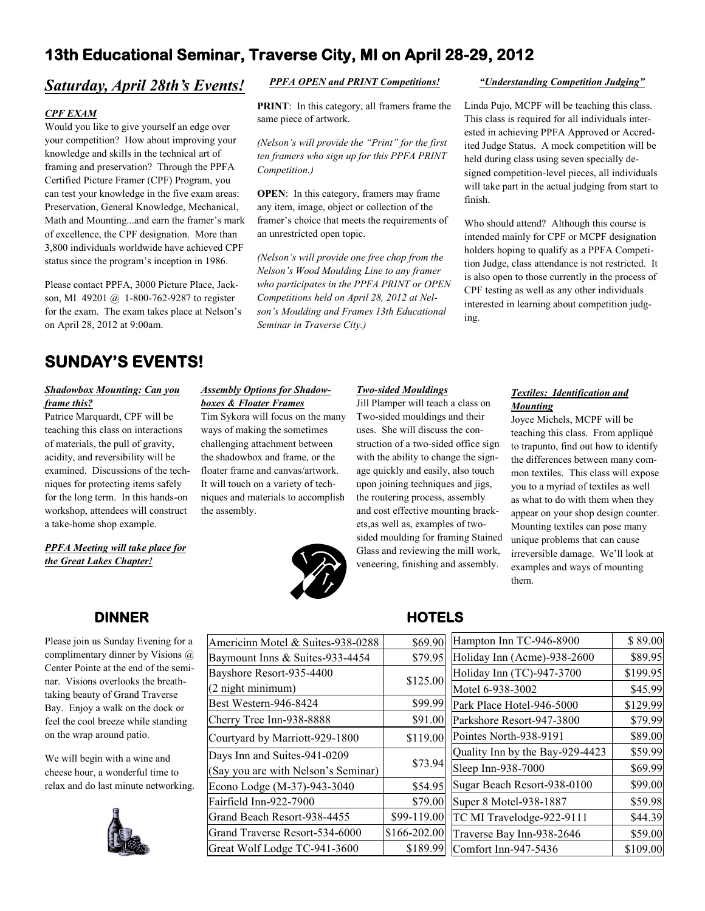# 13th Educational Seminar, Traverse City, MI on April 28-29, 2012

## *Saturday, April 28th's Events!*

***CPF EXAM***

Would you like to give yourself an edge over your competition? How about improving your knowledge and skills in the technical art of framing and preservation? Through the PPFA Certified Picture Framer (CPF) Program, you can test your knowledge in the five exam areas: Preservation, General Knowledge, Mechanical, Math and Mounting...and earn the framer's mark of excellence, the CPF designation. More than 3,800 individuals worldwide have achieved CPF status since the program's inception in 1986.

Please contact PPFA, 3000 Picture Place, Jackson, MI 49201 @ 1-800-762-9287 to register for the exam. The exam takes place at Nelson's on April 28, 2012 at 9:00am.

***PPFA OPEN and PRINT Competitions!***

**PRINT**: In this category, all framers frame the same piece of artwork.

*(Nelson's will provide the "Print" for the first ten framers who sign up for this PPFA PRINT Competition.)*

**OPEN**: In this category, framers may frame any item, image, object or collection of the framer's choice that meets the requirements of an unrestricted open topic.

*(Nelson's will provide one free chop from the Nelson's Wood Moulding Line to any framer who participates in the PPFA PRINT or OPEN Competitions held on April 28, 2012 at Nelson's Moulding and Frames 13th Educational Seminar in Traverse City.)*

***"Understanding Competition Judging"***

Linda Pujo, MCPF will be teaching this class. This class is required for all individuals interested in achieving PPFA Approved or Accredited Judge Status. A mock competition will be held during class using seven specially designed competition-level pieces, all individuals will take part in the actual judging from start to finish.

Who should attend? Although this course is intended mainly for CPF or MCPF designation holders hoping to qualify as a PPFA Competition Judge, class attendance is not restricted. It is also open to those currently in the process of CPF testing as well as any other individuals interested in learning about competition judging.

## SUNDAY'S EVENTS!

***Shadowbox Mounting: Can you frame this?***

Patrice Marquardt, CPF will be teaching this class on interactions of materials, the pull of gravity, acidity, and reversibility will be examined. Discussions of the techniques for protecting items safely for the long term. In this hands-on workshop, attendees will construct a take-home shop example.

***PPFA Meeting will take place for the Great Lakes Chapter!***

***Assembly Options for Shadowboxes & Floater Frames***

Tim Sykora will focus on the many ways of making the sometimes challenging attachment between the shadowbox and frame, or the floater frame and canvas/artwork. It will touch on a variety of techniques and materials to accomplish the assembly.

***Two-sided Mouldings***

Jill Plamper will teach a class on Two-sided mouldings and their uses. She will discuss the construction of a two-sided office sign with the ability to change the signage quickly and easily, also touch upon joining techniques and jigs, the routering process, assembly and cost effective mounting brackets,as well as, examples of two-sided moulding for framing Stained Glass and reviewing the mill work, veneering, finishing and assembly.

***Textiles: Identification and Mounting***

Joyce Michels, MCPF will be teaching this class. From appliqué to trapunto, find out how to identify the differences between many common textiles. This class will expose you to a myriad of textiles as well as what to do with them when they appear on your shop design counter. Mounting textiles can pose many unique problems that can cause irreversible damage. We'll look at examples and ways of mounting them.

## DINNER

Please join us Sunday Evening for a complimentary dinner by Visions @ Center Pointe at the end of the seminar. Visions overlooks the breathtaking beauty of Grand Traverse Bay. Enjoy a walk on the dock or feel the cool breeze while standing on the wrap around patio.

We will begin with a wine and cheese hour, a wonderful time to relax and do last minute networking.

## HOTELS

| Hotel | Rate |
|---|---|
| Americinn Motel & Suites-938-0288 | $69.90 |
| Baymount Inns & Suites-933-4454 | $79.95 |
| Bayshore Resort-935-4400 (2 night minimum) | $125.00 |
| Best Western-946-8424 | $99.99 |
| Cherry Tree Inn-938-8888 | $91.00 |
| Courtyard by Marriott-929-1800 | $119.00 |
| Days Inn and Suites-941-0209 (Say you are with Nelson's Seminar) | $73.94 |
| Econo Lodge (M-37)-943-3040 | $54.95 |
| Fairfield Inn-922-7900 | $79.00 |
| Grand Beach Resort-938-4455 | $99-119.00 |
| Grand Traverse Resort-534-6000 | $166-202.00 |
| Great Wolf Lodge TC-941-3600 | $189.99 |
| Hampton Inn TC-946-8900 | $ 89.00 |
| Holiday Inn (Acme)-938-2600 | $89.95 |
| Holiday Inn (TC)-947-3700 | $199.95 |
| Motel 6-938-3002 | $45.99 |
| Park Place Hotel-946-5000 | $129.99 |
| Parkshore Resort-947-3800 | $79.99 |
| Pointes North-938-9191 | $89.00 |
| Quality Inn by the Bay-929-4423 | $59.99 |
| Sleep Inn-938-7000 | $69.99 |
| Sugar Beach Resort-938-0100 | $99.00 |
| Super 8 Motel-938-1887 | $59.98 |
| TC MI Travelodge-922-9111 | $44.39 |
| Traverse Bay Inn-938-2646 | $59.00 |
| Comfort Inn-947-5436 | $109.00 |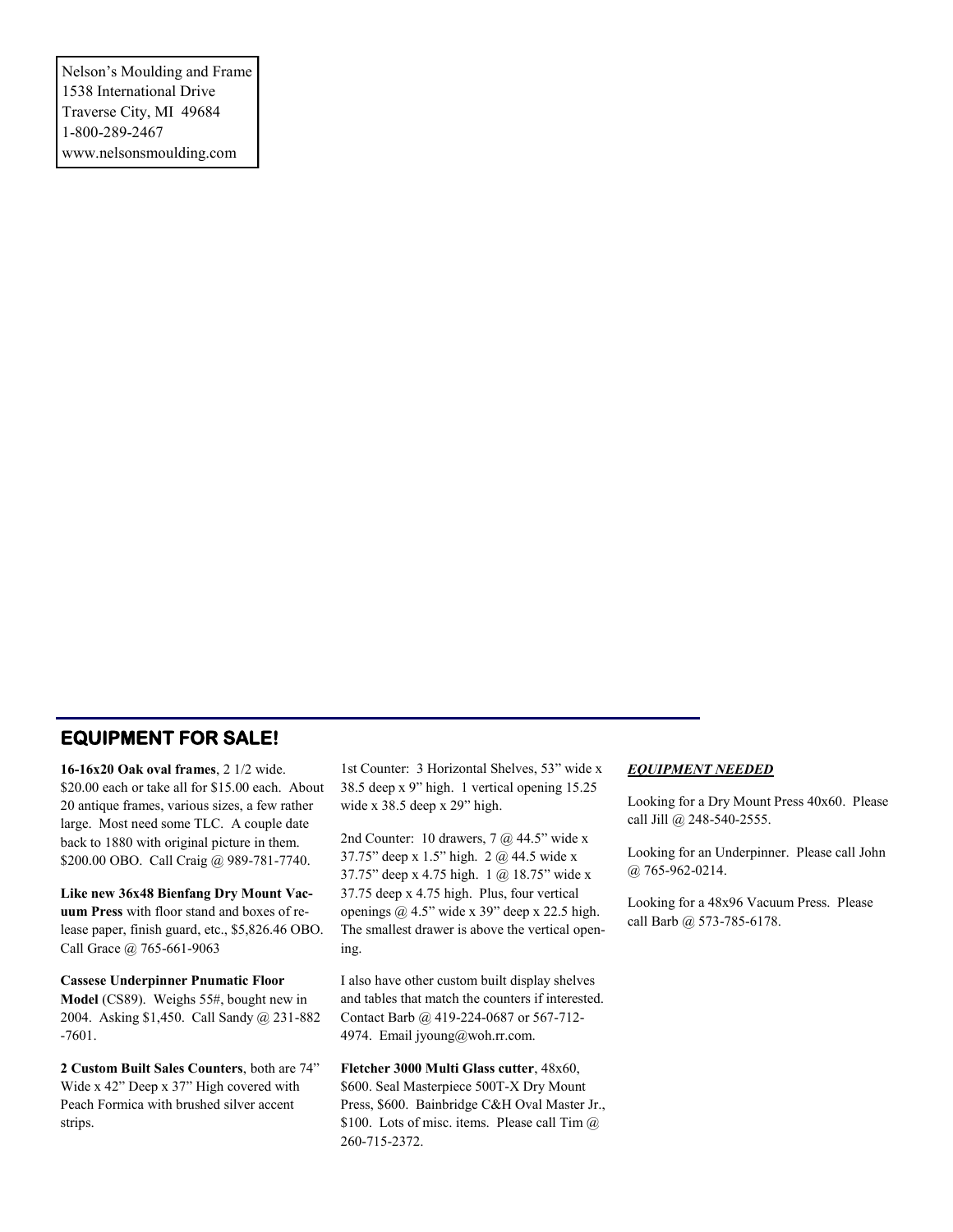Nelson's Moulding and Frame
1538 International Drive
Traverse City, MI 49684
1-800-289-2467
www.nelsonsmoulding.com

## EQUIPMENT FOR SALE!

**16-16x20 Oak oval frames**, 2 1/2 wide. $20.00 each or take all for $15.00 each. About 20 antique frames, various sizes, a few rather large. Most need some TLC. A couple date back to 1880 with original picture in them. $200.00 OBO. Call Craig @ 989-781-7740.

**Like new 36x48 Bienfang Dry Mount Vacuum Press** with floor stand and boxes of release paper, finish guard, etc., $5,826.46 OBO. Call Grace @ 765-661-9063

**Cassese Underpinner Pnumatic Floor Model** (CS89). Weighs 55#, bought new in 2004. Asking $1,450. Call Sandy @ 231-882-7601.

**2 Custom Built Sales Counters**, both are 74" Wide x 42" Deep x 37" High covered with Peach Formica with brushed silver accent strips.

1st Counter: 3 Horizontal Shelves, 53" wide x 38.5 deep x 9" high. 1 vertical opening 15.25 wide x 38.5 deep x 29" high.

2nd Counter: 10 drawers, 7 @ 44.5" wide x 37.75" deep x 1.5" high. 2 @ 44.5 wide x 37.75" deep x 4.75 high. 1 @ 18.75" wide x 37.75 deep x 4.75 high. Plus, four vertical openings @ 4.5" wide x 39" deep x 22.5 high. The smallest drawer is above the vertical opening.

I also have other custom built display shelves and tables that match the counters if interested. Contact Barb @ 419-224-0687 or 567-712-4974. Email jyoung@woh.rr.com.

**Fletcher 3000 Multi Glass cutter**, 48x60, $600. Seal Masterpiece 500T-X Dry Mount Press, $600. Bainbridge C&H Oval Master Jr., $100. Lots of misc. items. Please call Tim @ 260-715-2372.

***EQUIPMENT NEEDED***

Looking for a Dry Mount Press 40x60. Please call Jill @ 248-540-2555.

Looking for an Underpinner. Please call John @ 765-962-0214.

Looking for a 48x96 Vacuum Press. Please call Barb @ 573-785-6178.